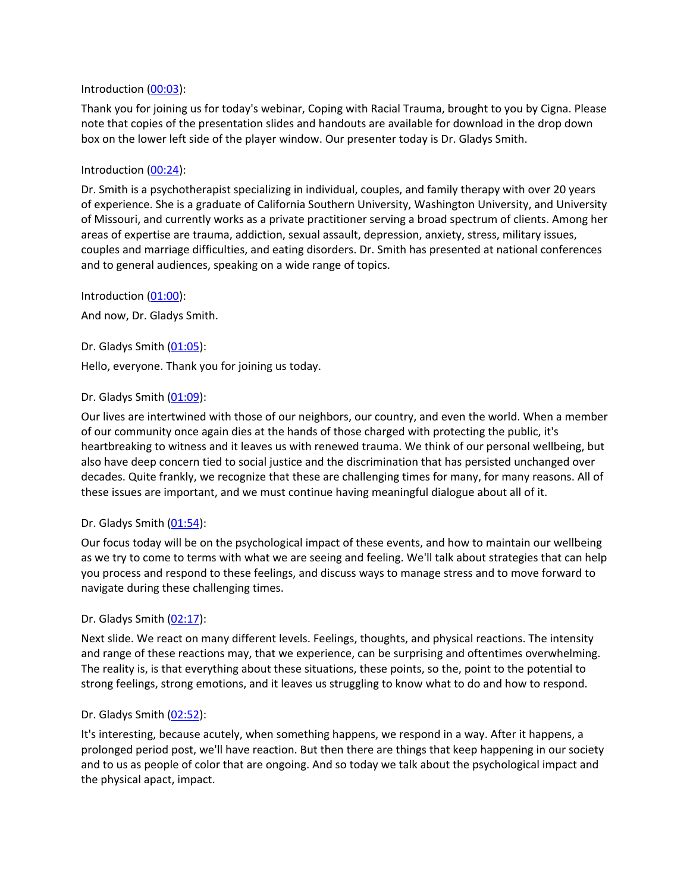Introduction ([00:03](#)):

Thank you for joining us for today's webinar, Coping with Racial Trauma, brought to you by Cigna. Please note that copies of the presentation slides and handouts are available for download in the drop down box on the lower left side of the player window. Our presenter today is Dr. Gladys Smith.

Introduction ([00:24](#)):

Dr. Smith is a psychotherapist specializing in individual, couples, and family therapy with over 20 years of experience. She is a graduate of California Southern University, Washington University, and University of Missouri, and currently works as a private practitioner serving a broad spectrum of clients. Among her areas of expertise are trauma, addiction, sexual assault, depression, anxiety, stress, military issues, couples and marriage difficulties, and eating disorders. Dr. Smith has presented at national conferences and to general audiences, speaking on a wide range of topics.

Introduction ([01:00](#)):

And now, Dr. Gladys Smith.

Dr. Gladys Smith ([01:05](#)):

Hello, everyone. Thank you for joining us today.

Dr. Gladys Smith ([01:09](#)):

Our lives are intertwined with those of our neighbors, our country, and even the world. When a member of our community once again dies at the hands of those charged with protecting the public, it's heartbreaking to witness and it leaves us with renewed trauma. We think of our personal wellbeing, but also have deep concern tied to social justice and the discrimination that has persisted unchanged over decades. Quite frankly, we recognize that these are challenging times for many, for many reasons. All of these issues are important, and we must continue having meaningful dialogue about all of it.

Dr. Gladys Smith ([01:54](#)):

Our focus today will be on the psychological impact of these events, and how to maintain our wellbeing as we try to come to terms with what we are seeing and feeling. We'll talk about strategies that can help you process and respond to these feelings, and discuss ways to manage stress and to move forward to navigate during these challenging times.

Dr. Gladys Smith ([02:17](#)):

Next slide. We react on many different levels. Feelings, thoughts, and physical reactions. The intensity and range of these reactions may, that we experience, can be surprising and oftentimes overwhelming. The reality is, is that everything about these situations, these points, so the, point to the potential to strong feelings, strong emotions, and it leaves us struggling to know what to do and how to respond.

Dr. Gladys Smith ([02:52](#)):

It's interesting, because acutely, when something happens, we respond in a way. After it happens, a prolonged period post, we'll have reaction. But then there are things that keep happening in our society and to us as people of color that are ongoing. And so today we talk about the psychological impact and the physical apact, impact.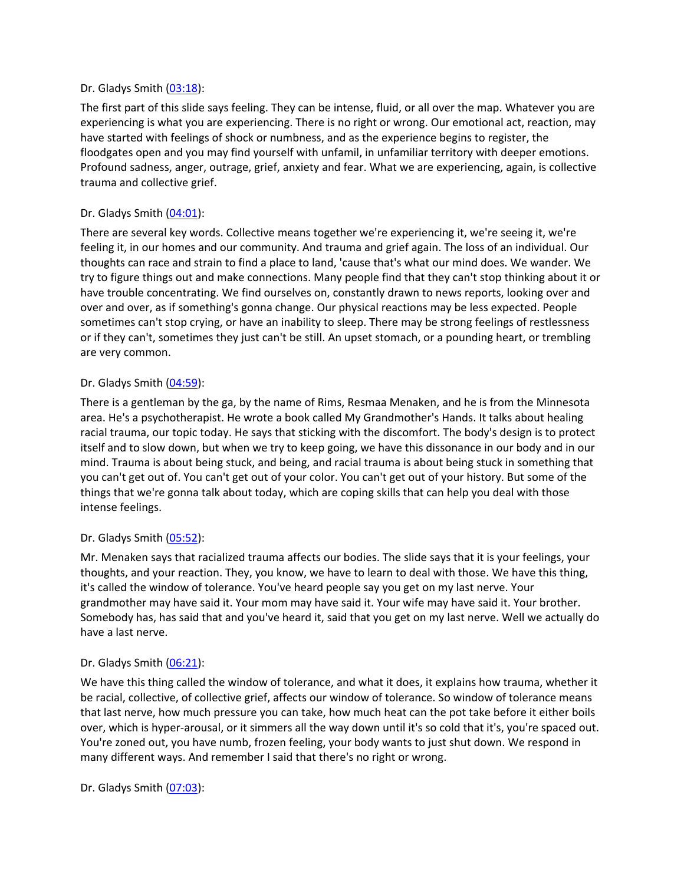Dr. Gladys Smith ([03:18]()):

The first part of this slide says feeling. They can be intense, fluid, or all over the map. Whatever you are experiencing is what you are experiencing. There is no right or wrong. Our emotional act, reaction, may have started with feelings of shock or numbness, and as the experience begins to register, the floodgates open and you may find yourself with unfamil, in unfamiliar territory with deeper emotions. Profound sadness, anger, outrage, grief, anxiety and fear. What we are experiencing, again, is collective trauma and collective grief.

Dr. Gladys Smith ([04:01]()):

There are several key words. Collective means together we're experiencing it, we're seeing it, we're feeling it, in our homes and our community. And trauma and grief again. The loss of an individual. Our thoughts can race and strain to find a place to land, 'cause that's what our mind does. We wander. We try to figure things out and make connections. Many people find that they can't stop thinking about it or have trouble concentrating. We find ourselves on, constantly drawn to news reports, looking over and over and over, as if something's gonna change. Our physical reactions may be less expected. People sometimes can't stop crying, or have an inability to sleep. There may be strong feelings of restlessness or if they can't, sometimes they just can't be still. An upset stomach, or a pounding heart, or trembling are very common.

Dr. Gladys Smith ([04:59]()):

There is a gentleman by the ga, by the name of Rims, Resmaa Menaken, and he is from the Minnesota area. He's a psychotherapist. He wrote a book called My Grandmother's Hands. It talks about healing racial trauma, our topic today. He says that sticking with the discomfort. The body's design is to protect itself and to slow down, but when we try to keep going, we have this dissonance in our body and in our mind. Trauma is about being stuck, and being, and racial trauma is about being stuck in something that you can't get out of. You can't get out of your color. You can't get out of your history. But some of the things that we're gonna talk about today, which are coping skills that can help you deal with those intense feelings.

Dr. Gladys Smith ([05:52]()):

Mr. Menaken says that racialized trauma affects our bodies. The slide says that it is your feelings, your thoughts, and your reaction. They, you know, we have to learn to deal with those. We have this thing, it's called the window of tolerance. You've heard people say you get on my last nerve. Your grandmother may have said it. Your mom may have said it. Your wife may have said it. Your brother. Somebody has, has said that and you've heard it, said that you get on my last nerve. Well we actually do have a last nerve.

Dr. Gladys Smith ([06:21]()):

We have this thing called the window of tolerance, and what it does, it explains how trauma, whether it be racial, collective, of collective grief, affects our window of tolerance. So window of tolerance means that last nerve, how much pressure you can take, how much heat can the pot take before it either boils over, which is hyper-arousal, or it simmers all the way down until it's so cold that it's, you're spaced out. You're zoned out, you have numb, frozen feeling, your body wants to just shut down. We respond in many different ways. And remember I said that there's no right or wrong.

Dr. Gladys Smith ([07:03]()):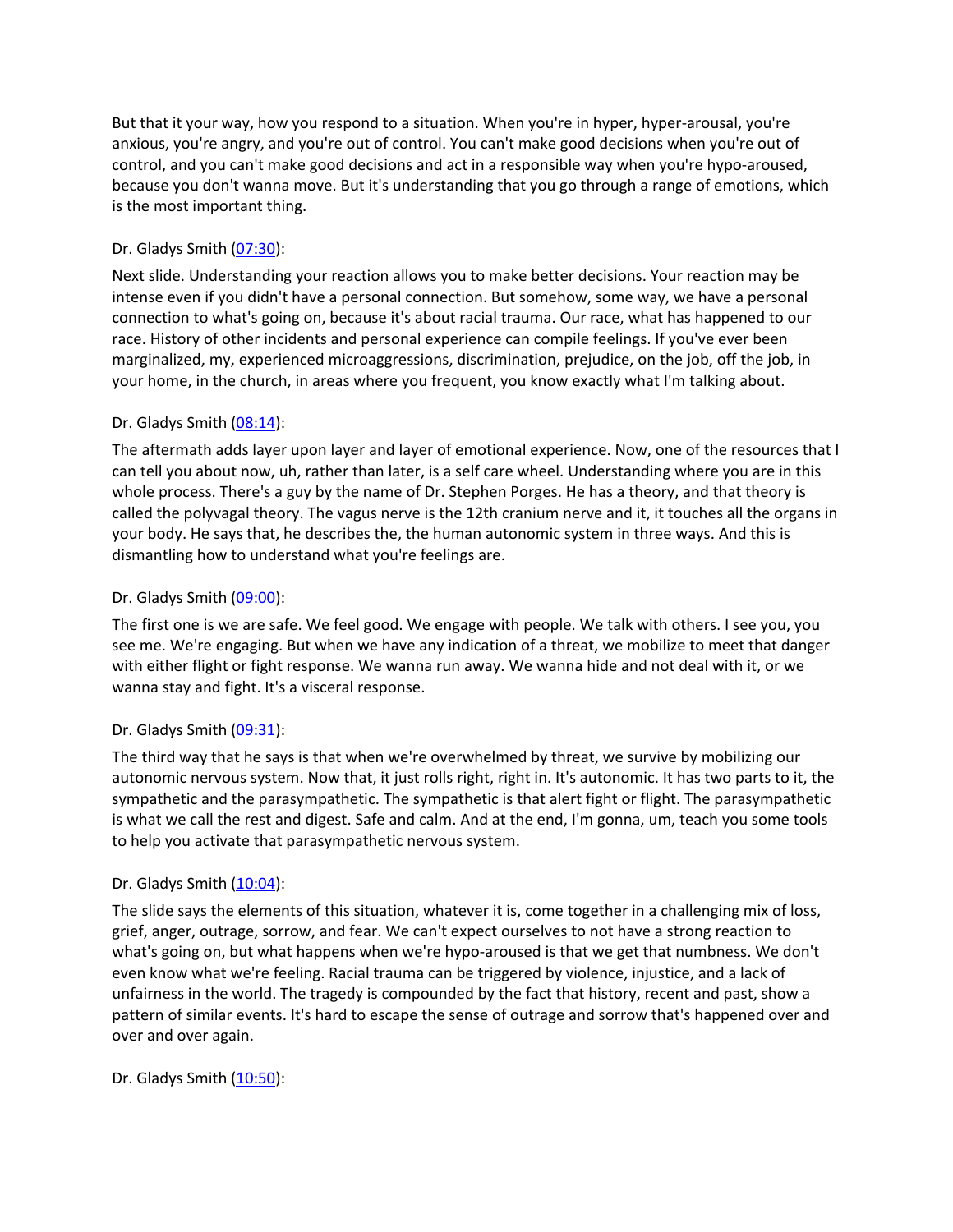But that it your way, how you respond to a situation. When you're in hyper, hyper-arousal, you're anxious, you're angry, and you're out of control. You can't make good decisions when you're out of control, and you can't make good decisions and act in a responsible way when you're hypo-aroused, because you don't wanna move. But it's understanding that you go through a range of emotions, which is the most important thing.

Dr. Gladys Smith (07:30):

Next slide. Understanding your reaction allows you to make better decisions. Your reaction may be intense even if you didn't have a personal connection. But somehow, some way, we have a personal connection to what's going on, because it's about racial trauma. Our race, what has happened to our race. History of other incidents and personal experience can compile feelings. If you've ever been marginalized, my, experienced microaggressions, discrimination, prejudice, on the job, off the job, in your home, in the church, in areas where you frequent, you know exactly what I'm talking about.

Dr. Gladys Smith (08:14):

The aftermath adds layer upon layer and layer of emotional experience. Now, one of the resources that I can tell you about now, uh, rather than later, is a self care wheel. Understanding where you are in this whole process. There's a guy by the name of Dr. Stephen Porges. He has a theory, and that theory is called the polyvagal theory. The vagus nerve is the 12th cranium nerve and it, it touches all the organs in your body. He says that, he describes the, the human autonomic system in three ways. And this is dismantling how to understand what you're feelings are.

Dr. Gladys Smith (09:00):

The first one is we are safe. We feel good. We engage with people. We talk with others. I see you, you see me. We're engaging. But when we have any indication of a threat, we mobilize to meet that danger with either flight or fight response. We wanna run away. We wanna hide and not deal with it, or we wanna stay and fight. It's a visceral response.

Dr. Gladys Smith (09:31):

The third way that he says is that when we're overwhelmed by threat, we survive by mobilizing our autonomic nervous system. Now that, it just rolls right, right in. It's autonomic. It has two parts to it, the sympathetic and the parasympathetic. The sympathetic is that alert fight or flight. The parasympathetic is what we call the rest and digest. Safe and calm. And at the end, I'm gonna, um, teach you some tools to help you activate that parasympathetic nervous system.

Dr. Gladys Smith (10:04):

The slide says the elements of this situation, whatever it is, come together in a challenging mix of loss, grief, anger, outrage, sorrow, and fear. We can't expect ourselves to not have a strong reaction to what's going on, but what happens when we're hypo-aroused is that we get that numbness. We don't even know what we're feeling. Racial trauma can be triggered by violence, injustice, and a lack of unfairness in the world. The tragedy is compounded by the fact that history, recent and past, show a pattern of similar events. It's hard to escape the sense of outrage and sorrow that's happened over and over and over again.

Dr. Gladys Smith (10:50):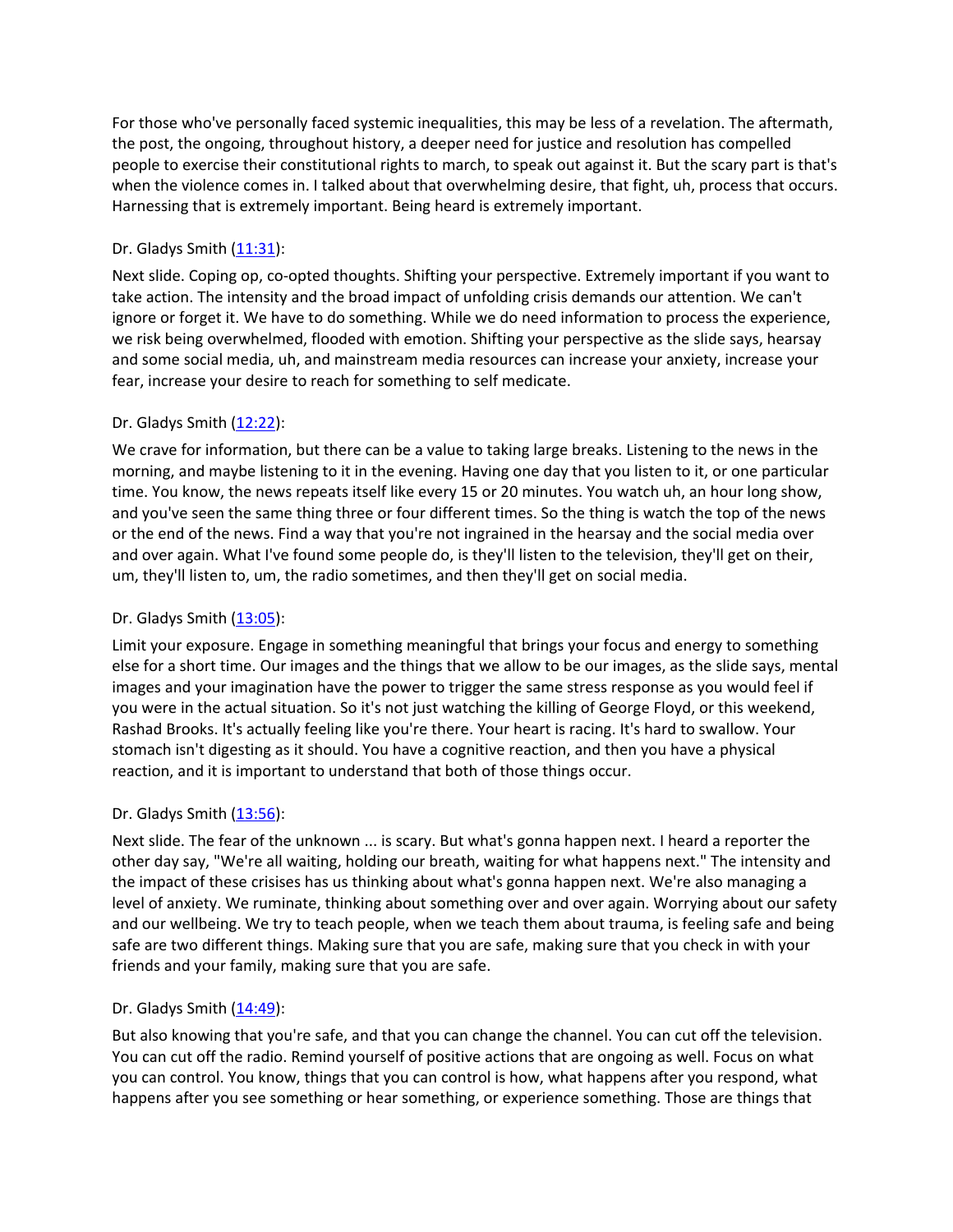For those who've personally faced systemic inequalities, this may be less of a revelation. The aftermath, the post, the ongoing, throughout history, a deeper need for justice and resolution has compelled people to exercise their constitutional rights to march, to speak out against it. But the scary part is that's when the violence comes in. I talked about that overwhelming desire, that fight, uh, process that occurs. Harnessing that is extremely important. Being heard is extremely important.

Dr. Gladys Smith ([11:31]):

Next slide. Coping op, co-opted thoughts. Shifting your perspective. Extremely important if you want to take action. The intensity and the broad impact of unfolding crisis demands our attention. We can't ignore or forget it. We have to do something. While we do need information to process the experience, we risk being overwhelmed, flooded with emotion. Shifting your perspective as the slide says, hearsay and some social media, uh, and mainstream media resources can increase your anxiety, increase your fear, increase your desire to reach for something to self medicate.

Dr. Gladys Smith ([12:22]):

We crave for information, but there can be a value to taking large breaks. Listening to the news in the morning, and maybe listening to it in the evening. Having one day that you listen to it, or one particular time. You know, the news repeats itself like every 15 or 20 minutes. You watch uh, an hour long show, and you've seen the same thing three or four different times. So the thing is watch the top of the news or the end of the news. Find a way that you're not ingrained in the hearsay and the social media over and over again. What I've found some people do, is they'll listen to the television, they'll get on their, um, they'll listen to, um, the radio sometimes, and then they'll get on social media.

Dr. Gladys Smith ([13:05]):

Limit your exposure. Engage in something meaningful that brings your focus and energy to something else for a short time. Our images and the things that we allow to be our images, as the slide says, mental images and your imagination have the power to trigger the same stress response as you would feel if you were in the actual situation. So it's not just watching the killing of George Floyd, or this weekend, Rashad Brooks. It's actually feeling like you're there. Your heart is racing. It's hard to swallow. Your stomach isn't digesting as it should. You have a cognitive reaction, and then you have a physical reaction, and it is important to understand that both of those things occur.

Dr. Gladys Smith ([13:56]):

Next slide. The fear of the unknown ... is scary. But what's gonna happen next. I heard a reporter the other day say, "We're all waiting, holding our breath, waiting for what happens next." The intensity and the impact of these crisises has us thinking about what's gonna happen next. We're also managing a level of anxiety. We ruminate, thinking about something over and over again. Worrying about our safety and our wellbeing. We try to teach people, when we teach them about trauma, is feeling safe and being safe are two different things. Making sure that you are safe, making sure that you check in with your friends and your family, making sure that you are safe.

Dr. Gladys Smith ([14:49]):

But also knowing that you're safe, and that you can change the channel. You can cut off the television. You can cut off the radio. Remind yourself of positive actions that are ongoing as well. Focus on what you can control. You know, things that you can control is how, what happens after you respond, what happens after you see something or hear something, or experience something. Those are things that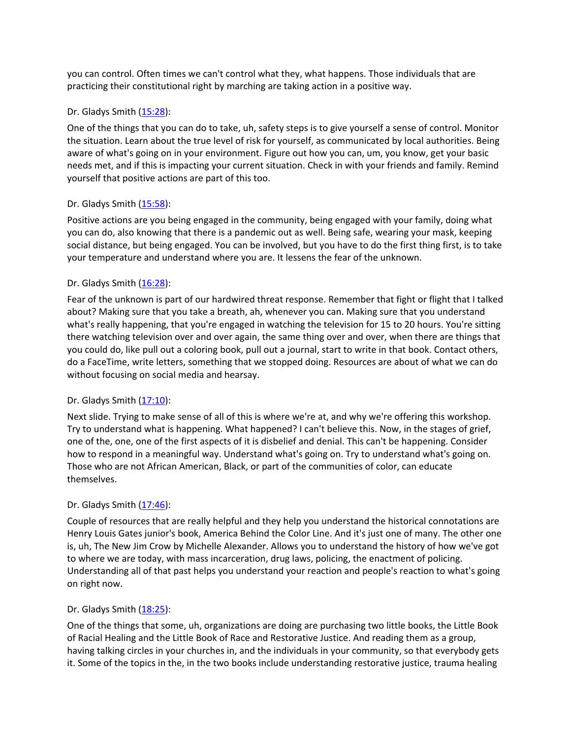you can control. Often times we can't control what they, what happens. Those individuals that are practicing their constitutional right by marching are taking action in a positive way.

Dr. Gladys Smith (15:28):

One of the things that you can do to take, uh, safety steps is to give yourself a sense of control. Monitor the situation. Learn about the true level of risk for yourself, as communicated by local authorities. Being aware of what's going on in your environment. Figure out how you can, um, you know, get your basic needs met, and if this is impacting your current situation. Check in with your friends and family. Remind yourself that positive actions are part of this too.

Dr. Gladys Smith (15:58):

Positive actions are you being engaged in the community, being engaged with your family, doing what you can do, also knowing that there is a pandemic out as well. Being safe, wearing your mask, keeping social distance, but being engaged. You can be involved, but you have to do the first thing first, is to take your temperature and understand where you are. It lessens the fear of the unknown.

Dr. Gladys Smith (16:28):

Fear of the unknown is part of our hardwired threat response. Remember that fight or flight that I talked about? Making sure that you take a breath, ah, whenever you can. Making sure that you understand what's really happening, that you're engaged in watching the television for 15 to 20 hours. You're sitting there watching television over and over again, the same thing over and over, when there are things that you could do, like pull out a coloring book, pull out a journal, start to write in that book. Contact others, do a FaceTime, write letters, something that we stopped doing. Resources are about of what we can do without focusing on social media and hearsay.

Dr. Gladys Smith (17:10):

Next slide. Trying to make sense of all of this is where we're at, and why we're offering this workshop. Try to understand what is happening. What happened? I can't believe this. Now, in the stages of grief, one of the, one, one of the first aspects of it is disbelief and denial. This can't be happening. Consider how to respond in a meaningful way. Understand what's going on. Try to understand what's going on. Those who are not African American, Black, or part of the communities of color, can educate themselves.

Dr. Gladys Smith (17:46):

Couple of resources that are really helpful and they help you understand the historical connotations are Henry Louis Gates junior's book, America Behind the Color Line. And it's just one of many. The other one is, uh, The New Jim Crow by Michelle Alexander. Allows you to understand the history of how we've got to where we are today, with mass incarceration, drug laws, policing, the enactment of policing. Understanding all of that past helps you understand your reaction and people's reaction to what's going on right now.

Dr. Gladys Smith (18:25):

One of the things that some, uh, organizations are doing are purchasing two little books, the Little Book of Racial Healing and the Little Book of Race and Restorative Justice. And reading them as a group, having talking circles in your churches in, and the individuals in your community, so that everybody gets it. Some of the topics in the, in the two books include understanding restorative justice, trauma healing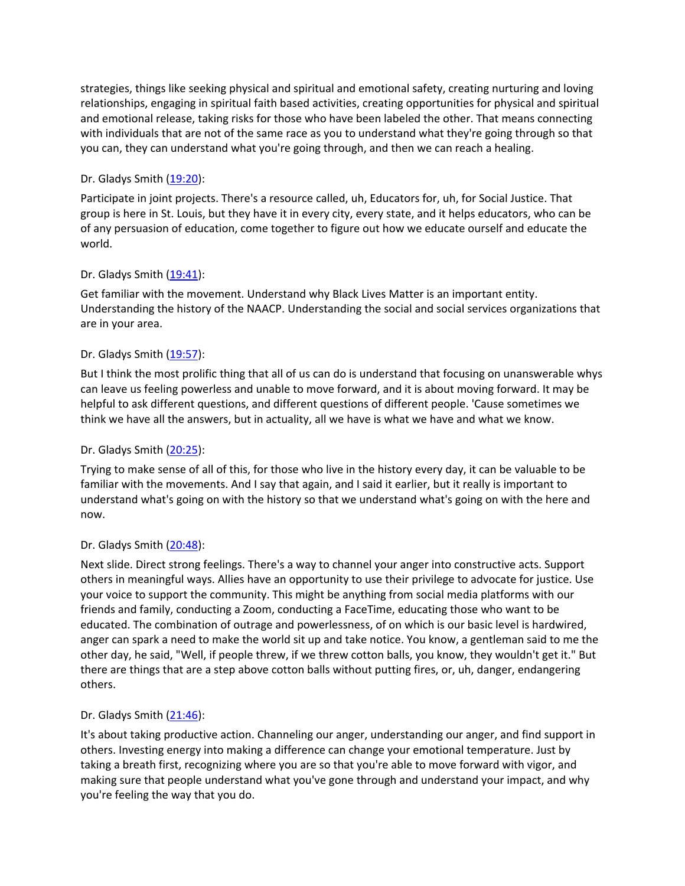strategies, things like seeking physical and spiritual and emotional safety, creating nurturing and loving relationships, engaging in spiritual faith based activities, creating opportunities for physical and spiritual and emotional release, taking risks for those who have been labeled the other. That means connecting with individuals that are not of the same race as you to understand what they're going through so that you can, they can understand what you're going through, and then we can reach a healing.

Dr. Gladys Smith ([19:20]):

Participate in joint projects. There's a resource called, uh, Educators for, uh, for Social Justice. That group is here in St. Louis, but they have it in every city, every state, and it helps educators, who can be of any persuasion of education, come together to figure out how we educate ourself and educate the world.

Dr. Gladys Smith ([19:41]):

Get familiar with the movement. Understand why Black Lives Matter is an important entity. Understanding the history of the NAACP. Understanding the social and social services organizations that are in your area.

Dr. Gladys Smith ([19:57]):

But I think the most prolific thing that all of us can do is understand that focusing on unanswerable whys can leave us feeling powerless and unable to move forward, and it is about moving forward. It may be helpful to ask different questions, and different questions of different people. 'Cause sometimes we think we have all the answers, but in actuality, all we have is what we have and what we know.

Dr. Gladys Smith ([20:25]):

Trying to make sense of all of this, for those who live in the history every day, it can be valuable to be familiar with the movements. And I say that again, and I said it earlier, but it really is important to understand what's going on with the history so that we understand what's going on with the here and now.

Dr. Gladys Smith ([20:48]):

Next slide. Direct strong feelings. There's a way to channel your anger into constructive acts. Support others in meaningful ways. Allies have an opportunity to use their privilege to advocate for justice. Use your voice to support the community. This might be anything from social media platforms with our friends and family, conducting a Zoom, conducting a FaceTime, educating those who want to be educated. The combination of outrage and powerlessness, of on which is our basic level is hardwired, anger can spark a need to make the world sit up and take notice. You know, a gentleman said to me the other day, he said, "Well, if people threw, if we threw cotton balls, you know, they wouldn't get it." But there are things that are a step above cotton balls without putting fires, or, uh, danger, endangering others.

Dr. Gladys Smith ([21:46]):

It's about taking productive action. Channeling our anger, understanding our anger, and find support in others. Investing energy into making a difference can change your emotional temperature. Just by taking a breath first, recognizing where you are so that you're able to move forward with vigor, and making sure that people understand what you've gone through and understand your impact, and why you're feeling the way that you do.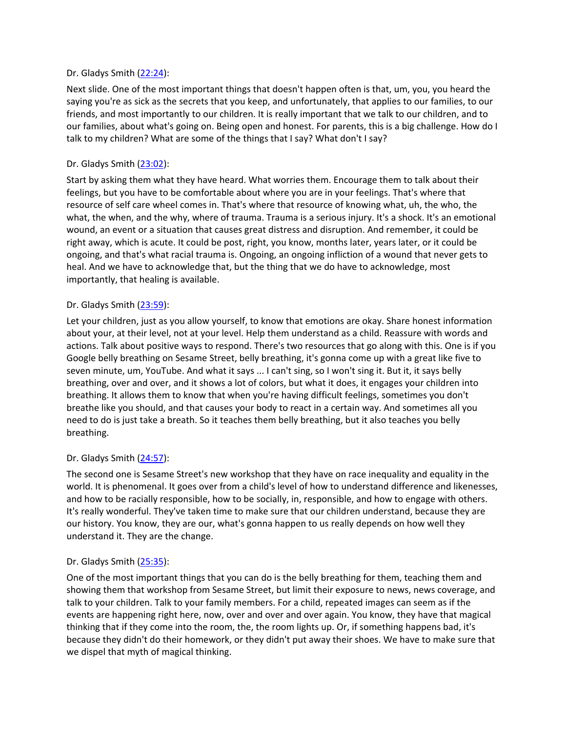Dr. Gladys Smith ([22:24]):

Next slide. One of the most important things that doesn't happen often is that, um, you, you heard the saying you're as sick as the secrets that you keep, and unfortunately, that applies to our families, to our friends, and most importantly to our children. It is really important that we talk to our children, and to our families, about what's going on. Being open and honest. For parents, this is a big challenge. How do I talk to my children? What are some of the things that I say? What don't I say?

Dr. Gladys Smith ([23:02]):

Start by asking them what they have heard. What worries them. Encourage them to talk about their feelings, but you have to be comfortable about where you are in your feelings. That's where that resource of self care wheel comes in. That's where that resource of knowing what, uh, the who, the what, the when, and the why, where of trauma. Trauma is a serious injury. It's a shock. It's an emotional wound, an event or a situation that causes great distress and disruption. And remember, it could be right away, which is acute. It could be post, right, you know, months later, years later, or it could be ongoing, and that's what racial trauma is. Ongoing, an ongoing infliction of a wound that never gets to heal. And we have to acknowledge that, but the thing that we do have to acknowledge, most importantly, that healing is available.

Dr. Gladys Smith ([23:59]):

Let your children, just as you allow yourself, to know that emotions are okay. Share honest information about your, at their level, not at your level. Help them understand as a child. Reassure with words and actions. Talk about positive ways to respond. There's two resources that go along with this. One is if you Google belly breathing on Sesame Street, belly breathing, it's gonna come up with a great like five to seven minute, um, YouTube. And what it says ... I can't sing, so I won't sing it. But it, it says belly breathing, over and over, and it shows a lot of colors, but what it does, it engages your children into breathing. It allows them to know that when you're having difficult feelings, sometimes you don't breathe like you should, and that causes your body to react in a certain way. And sometimes all you need to do is just take a breath. So it teaches them belly breathing, but it also teaches you belly breathing.

Dr. Gladys Smith ([24:57]):

The second one is Sesame Street's new workshop that they have on race inequality and equality in the world. It is phenomenal. It goes over from a child's level of how to understand difference and likenesses, and how to be racially responsible, how to be socially, in, responsible, and how to engage with others. It's really wonderful. They've taken time to make sure that our children understand, because they are our history. You know, they are our, what's gonna happen to us really depends on how well they understand it. They are the change.

Dr. Gladys Smith ([25:35]):

One of the most important things that you can do is the belly breathing for them, teaching them and showing them that workshop from Sesame Street, but limit their exposure to news, news coverage, and talk to your children. Talk to your family members. For a child, repeated images can seem as if the events are happening right here, now, over and over and over again. You know, they have that magical thinking that if they come into the room, the, the room lights up. Or, if something happens bad, it's because they didn't do their homework, or they didn't put away their shoes. We have to make sure that we dispel that myth of magical thinking.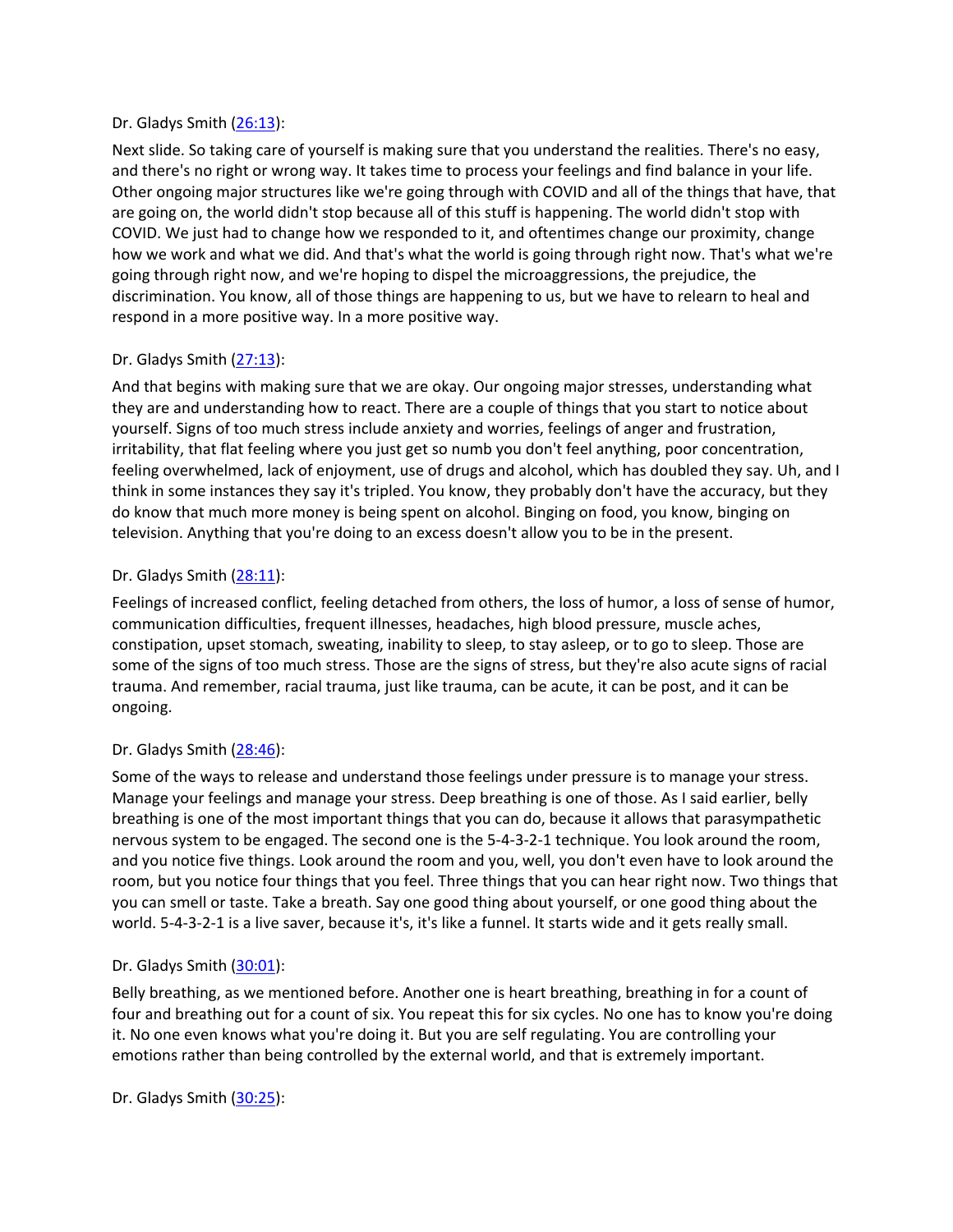Dr. Gladys Smith ([26:13](26:13)):

Next slide. So taking care of yourself is making sure that you understand the realities. There's no easy, and there's no right or wrong way. It takes time to process your feelings and find balance in your life. Other ongoing major structures like we're going through with COVID and all of the things that have, that are going on, the world didn't stop because all of this stuff is happening. The world didn't stop with COVID. We just had to change how we responded to it, and oftentimes change our proximity, change how we work and what we did. And that's what the world is going through right now. That's what we're going through right now, and we're hoping to dispel the microaggressions, the prejudice, the discrimination. You know, all of those things are happening to us, but we have to relearn to heal and respond in a more positive way. In a more positive way.

Dr. Gladys Smith ([27:13](27:13)):

And that begins with making sure that we are okay. Our ongoing major stresses, understanding what they are and understanding how to react. There are a couple of things that you start to notice about yourself. Signs of too much stress include anxiety and worries, feelings of anger and frustration, irritability, that flat feeling where you just get so numb you don't feel anything, poor concentration, feeling overwhelmed, lack of enjoyment, use of drugs and alcohol, which has doubled they say. Uh, and I think in some instances they say it's tripled. You know, they probably don't have the accuracy, but they do know that much more money is being spent on alcohol. Binging on food, you know, binging on television. Anything that you're doing to an excess doesn't allow you to be in the present.

Dr. Gladys Smith ([28:11](28:11)):

Feelings of increased conflict, feeling detached from others, the loss of humor, a loss of sense of humor, communication difficulties, frequent illnesses, headaches, high blood pressure, muscle aches, constipation, upset stomach, sweating, inability to sleep, to stay asleep, or to go to sleep. Those are some of the signs of too much stress. Those are the signs of stress, but they're also acute signs of racial trauma. And remember, racial trauma, just like trauma, can be acute, it can be post, and it can be ongoing.

Dr. Gladys Smith ([28:46](28:46)):

Some of the ways to release and understand those feelings under pressure is to manage your stress. Manage your feelings and manage your stress. Deep breathing is one of those. As I said earlier, belly breathing is one of the most important things that you can do, because it allows that parasympathetic nervous system to be engaged. The second one is the 5-4-3-2-1 technique. You look around the room, and you notice five things. Look around the room and you, well, you don't even have to look around the room, but you notice four things that you feel. Three things that you can hear right now. Two things that you can smell or taste. Take a breath. Say one good thing about yourself, or one good thing about the world. 5-4-3-2-1 is a live saver, because it's, it's like a funnel. It starts wide and it gets really small.

Dr. Gladys Smith ([30:01](30:01)):

Belly breathing, as we mentioned before. Another one is heart breathing, breathing in for a count of four and breathing out for a count of six. You repeat this for six cycles. No one has to know you're doing it. No one even knows what you're doing it. But you are self regulating. You are controlling your emotions rather than being controlled by the external world, and that is extremely important.

Dr. Gladys Smith ([30:25](30:25)):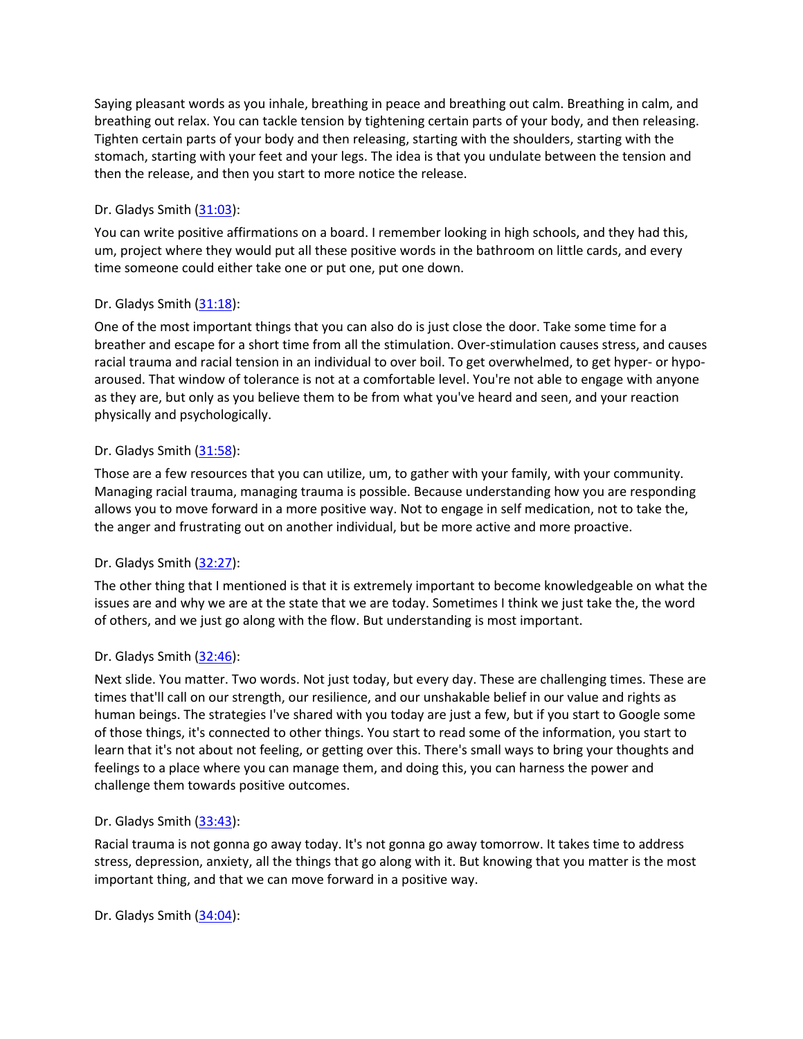Saying pleasant words as you inhale, breathing in peace and breathing out calm. Breathing in calm, and breathing out relax. You can tackle tension by tightening certain parts of your body, and then releasing. Tighten certain parts of your body and then releasing, starting with the shoulders, starting with the stomach, starting with your feet and your legs. The idea is that you undulate between the tension and then the release, and then you start to more notice the release.

Dr. Gladys Smith ([31:03]):

You can write positive affirmations on a board. I remember looking in high schools, and they had this, um, project where they would put all these positive words in the bathroom on little cards, and every time someone could either take one or put one, put one down.

Dr. Gladys Smith ([31:18]):

One of the most important things that you can also do is just close the door. Take some time for a breather and escape for a short time from all the stimulation. Over-stimulation causes stress, and causes racial trauma and racial tension in an individual to over boil. To get overwhelmed, to get hyper- or hypo-aroused. That window of tolerance is not at a comfortable level. You're not able to engage with anyone as they are, but only as you believe them to be from what you've heard and seen, and your reaction physically and psychologically.

Dr. Gladys Smith ([31:58]):

Those are a few resources that you can utilize, um, to gather with your family, with your community. Managing racial trauma, managing trauma is possible. Because understanding how you are responding allows you to move forward in a more positive way. Not to engage in self medication, not to take the, the anger and frustrating out on another individual, but be more active and more proactive.

Dr. Gladys Smith ([32:27]):

The other thing that I mentioned is that it is extremely important to become knowledgeable on what the issues are and why we are at the state that we are today. Sometimes I think we just take the, the word of others, and we just go along with the flow. But understanding is most important.

Dr. Gladys Smith ([32:46]):

Next slide. You matter. Two words. Not just today, but every day. These are challenging times. These are times that'll call on our strength, our resilience, and our unshakable belief in our value and rights as human beings. The strategies I've shared with you today are just a few, but if you start to Google some of those things, it's connected to other things. You start to read some of the information, you start to learn that it's not about not feeling, or getting over this. There's small ways to bring your thoughts and feelings to a place where you can manage them, and doing this, you can harness the power and challenge them towards positive outcomes.

Dr. Gladys Smith ([33:43]):

Racial trauma is not gonna go away today. It's not gonna go away tomorrow. It takes time to address stress, depression, anxiety, all the things that go along with it. But knowing that you matter is the most important thing, and that we can move forward in a positive way.

Dr. Gladys Smith ([34:04]):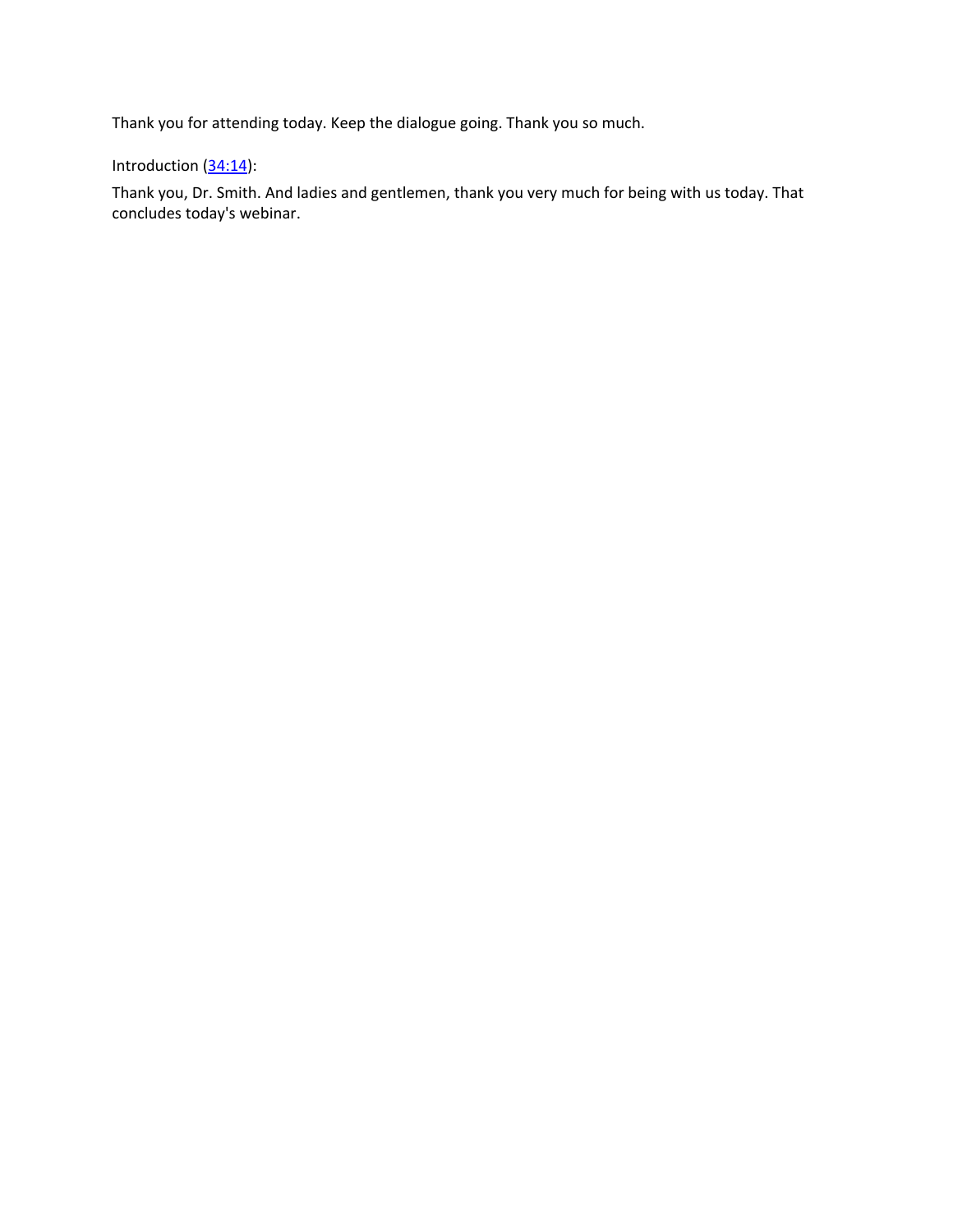Thank you for attending today. Keep the dialogue going. Thank you so much.

Introduction ([34:14]):

Thank you, Dr. Smith. And ladies and gentlemen, thank you very much for being with us today. That concludes today's webinar.